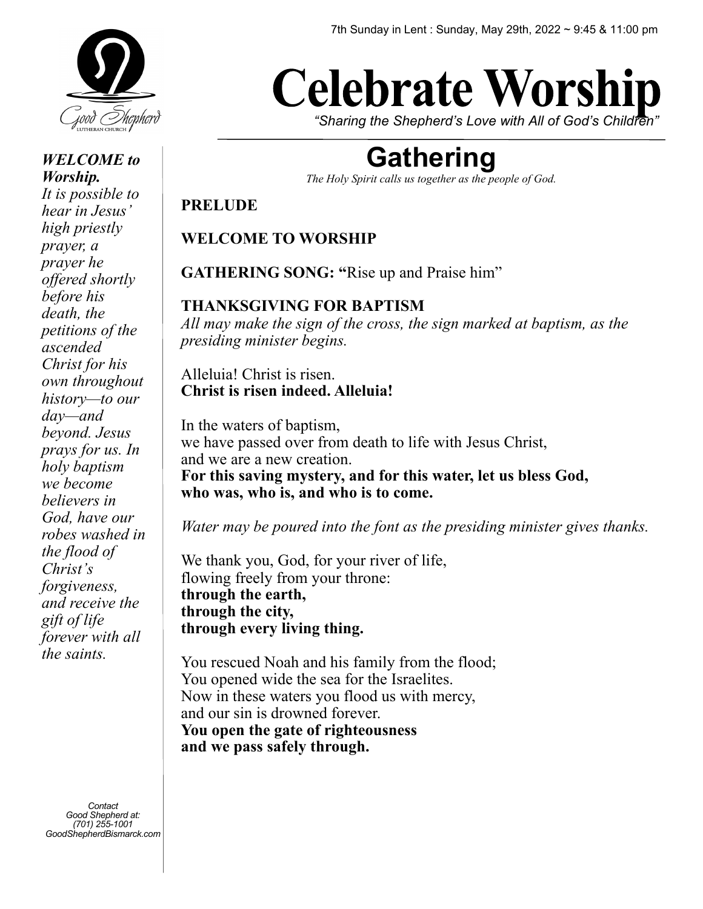7th Sunday in Lent : Sunday, May 29th, 2022 ~ 9:45 & 11:00 pm

# Celebrate Worship

*"Sharing the Shepherd's Love with All of God's Children"*

***WELCOME to Worship.***

*It is possible to hear in Jesus' high priestly prayer, a prayer he offered shortly before his death, the petitions of the ascended Christ for his own throughout history—to our day—and beyond. Jesus prays for us. In holy baptism we become believers in God, have our robes washed in the flood of Christ's forgiveness, and receive the gift of life forever with all the saints.*

Contact Good Shepherd at:
(701) 255-1001
GoodShepherdBismarck.com

## Gathering

*The Holy Spirit calls us together as the people of God.*

**PRELUDE**

**WELCOME TO WORSHIP**

**GATHERING SONG: "**Rise up and Praise him"

**THANKSGIVING FOR BAPTISM**

*All may make the sign of the cross, the sign marked at baptism, as the presiding minister begins.*

Alleluia! Christ is risen.
**Christ is risen indeed. Alleluia!**

In the waters of baptism,
we have passed over from death to life with Jesus Christ,
and we are a new creation.
**For this saving mystery, and for this water, let us bless God,**
**who was, who is, and who is to come.**

*Water may be poured into the font as the presiding minister gives thanks.*

We thank you, God, for your river of life,
flowing freely from your throne:
**through the earth,**
**through the city,**
**through every living thing.**

You rescued Noah and his family from the flood;
You opened wide the sea for the Israelites.
Now in these waters you flood us with mercy,
and our sin is drowned forever.
**You open the gate of righteousness**
**and we pass safely through.**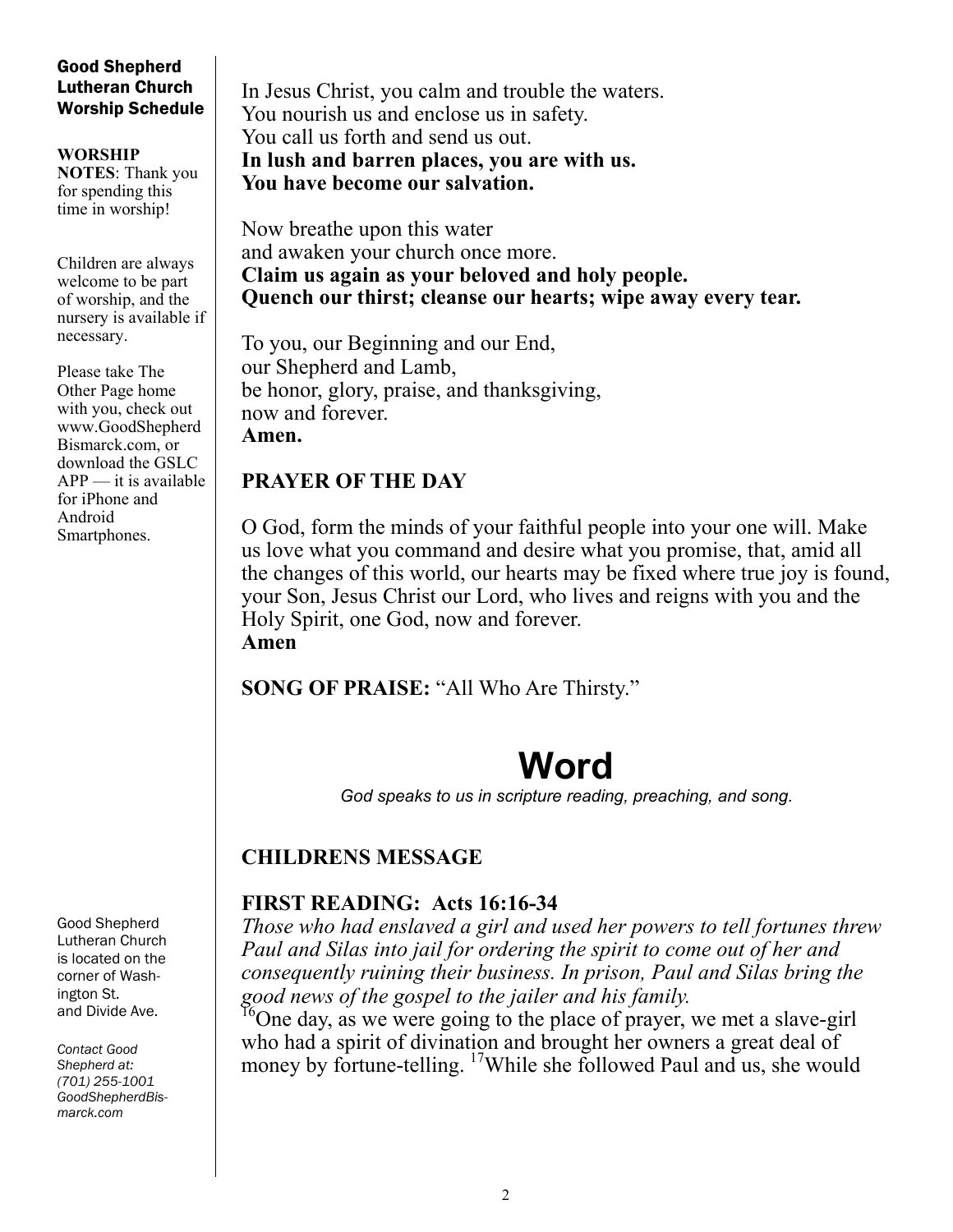**Good Shepherd Lutheran Church Worship Schedule**

**WORSHIP NOTES**: Thank you for spending this time in worship!

Children are always welcome to be part of worship, and the nursery is available if necessary.

Please take The Other Page home with you, check out www.GoodShepherdBismarck.com, or download the GSLC APP — it is available for iPhone and Android Smartphones.

Good Shepherd Lutheran Church is located on the corner of Washington St. and Divide Ave.

*Contact Good Shepherd at: (701) 255-1001 GoodShepherdBismarck.com*

In Jesus Christ, you calm and trouble the waters.
You nourish us and enclose us in safety.
You call us forth and send us out.
**In lush and barren places, you are with us.**
**You have become our salvation.**

Now breathe upon this water
and awaken your church once more.
**Claim us again as your beloved and holy people.**
**Quench our thirst; cleanse our hearts; wipe away every tear.**

To you, our Beginning and our End,
our Shepherd and Lamb,
be honor, glory, praise, and thanksgiving,
now and forever.
**Amen.**

**PRAYER OF THE DAY**

O God, form the minds of your faithful people into your one will. Make us love what you command and desire what you promise, that, amid all the changes of this world, our hearts may be fixed where true joy is found, your Son, Jesus Christ our Lord, who lives and reigns with you and the Holy Spirit, one God, now and forever.
**Amen**

**SONG OF PRAISE:** "All Who Are Thirsty."

# Word

*God speaks to us in scripture reading, preaching, and song.*

**CHILDRENS MESSAGE**

**FIRST READING: Acts 16:16-34**

*Those who had enslaved a girl and used her powers to tell fortunes threw Paul and Silas into jail for ordering the spirit to come out of her and consequently ruining their business. In prison, Paul and Silas bring the good news of the gospel to the jailer and his family.*

[16]One day, as we were going to the place of prayer, we met a slave-girl who had a spirit of divination and brought her owners a great deal of money by fortune-telling. [17]While she followed Paul and us, she would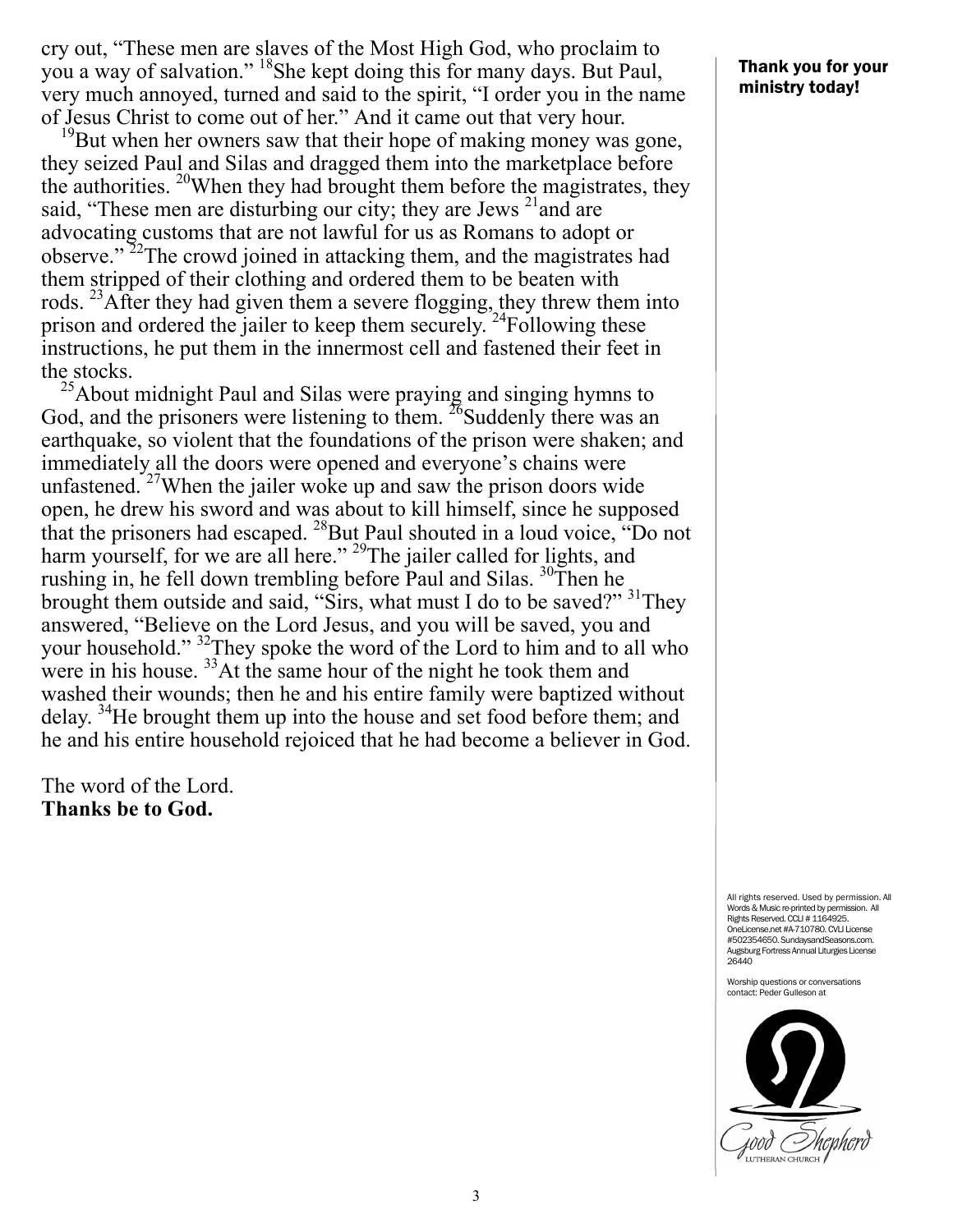cry out, "These men are slaves of the Most High God, who proclaim to you a way of salvation." [18]She kept doing this for many days. But Paul, very much annoyed, turned and said to the spirit, "I order you in the name of Jesus Christ to come out of her." And it came out that very hour.

[19]But when her owners saw that their hope of making money was gone, they seized Paul and Silas and dragged them into the marketplace before the authorities. [20]When they had brought them before the magistrates, they said, "These men are disturbing our city; they are Jews [21]and are advocating customs that are not lawful for us as Romans to adopt or observe." [22]The crowd joined in attacking them, and the magistrates had them stripped of their clothing and ordered them to be beaten with rods. [23]After they had given them a severe flogging, they threw them into prison and ordered the jailer to keep them securely. [24]Following these instructions, he put them in the innermost cell and fastened their feet in the stocks.

[25]About midnight Paul and Silas were praying and singing hymns to God, and the prisoners were listening to them. [26]Suddenly there was an earthquake, so violent that the foundations of the prison were shaken; and immediately all the doors were opened and everyone's chains were unfastened. [27]When the jailer woke up and saw the prison doors wide open, he drew his sword and was about to kill himself, since he supposed that the prisoners had escaped. [28]But Paul shouted in a loud voice, "Do not harm yourself, for we are all here." [29]The jailer called for lights, and rushing in, he fell down trembling before Paul and Silas. [30]Then he brought them outside and said, "Sirs, what must I do to be saved?" [31]They answered, "Believe on the Lord Jesus, and you will be saved, you and your household." [32]They spoke the word of the Lord to him and to all who were in his house. [33]At the same hour of the night he took them and washed their wounds; then he and his entire family were baptized without delay. [34]He brought them up into the house and set food before them; and he and his entire household rejoiced that he had become a believer in God.

The word of the Lord.
**Thanks be to God.**

**Thank you for your ministry today!**

All rights reserved. Used by permission. All Words & Music re-printed by permission. All Rights Reserved. CCLI # 1164925. OneLicense.net #A-710780. CVLI License #502354650. SundaysandSeasons.com. Augsburg Fortress Annual Liturgies License 26440

Worship questions or conversations contact: Peder Gulleson at

Good Shepherd
LUTHERAN CHURCH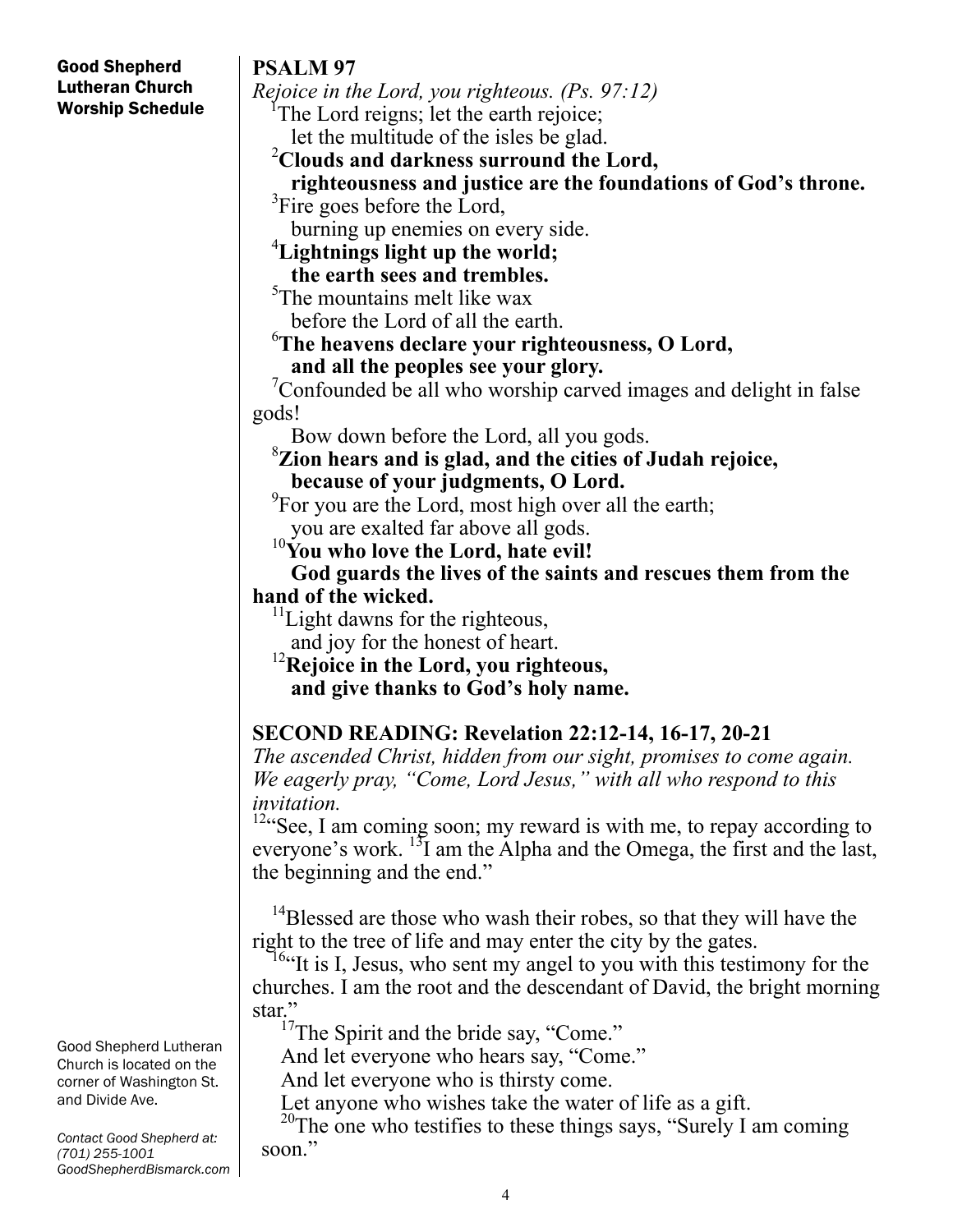**Good Shepherd Lutheran Church Worship Schedule**

## PSALM 97

*Rejoice in the Lord, you righteous. (Ps. 97:12)*

[1]The Lord reigns; let the earth rejoice;
let the multitude of the isles be glad.

**[2]Clouds and darkness surround the Lord,**
**righteousness and justice are the foundations of God's throne.**

[3]Fire goes before the Lord,
burning up enemies on every side.

**[4]Lightnings light up the world;**
**the earth sees and trembles.**

[5]The mountains melt like wax
before the Lord of all the earth.

**[6]The heavens declare your righteousness, O Lord,**
**and all the peoples see your glory.**

[7]Confounded be all who worship carved images and delight in false gods!
Bow down before the Lord, all you gods.

**[8]Zion hears and is glad, and the cities of Judah rejoice,**
**because of your judgments, O Lord.**

[9]For you are the Lord, most high over all the earth;
you are exalted far above all gods.

**[10]You who love the Lord, hate evil!**
**God guards the lives of the saints and rescues them from the hand of the wicked.**

[11]Light dawns for the righteous,
and joy for the honest of heart.

**[12]Rejoice in the Lord, you righteous,**
**and give thanks to God's holy name.**

## SECOND READING: Revelation 22:12-14, 16-17, 20-21

*The ascended Christ, hidden from our sight, promises to come again. We eagerly pray, "Come, Lord Jesus," with all who respond to this invitation.*

[12]"See, I am coming soon; my reward is with me, to repay according to everyone's work. [13]I am the Alpha and the Omega, the first and the last, the beginning and the end."

[14]Blessed are those who wash their robes, so that they will have the right to the tree of life and may enter the city by the gates.

[16]"It is I, Jesus, who sent my angel to you with this testimony for the churches. I am the root and the descendant of David, the bright morning star."

[17]The Spirit and the bride say, "Come."
And let everyone who hears say, "Come."
And let everyone who is thirsty come.
Let anyone who wishes take the water of life as a gift.

[20]The one who testifies to these things says, "Surely I am coming soon."

Good Shepherd Lutheran Church is located on the corner of Washington St. and Divide Ave.

*Contact Good Shepherd at: (701) 255-1001 GoodShepherdBismarck.com*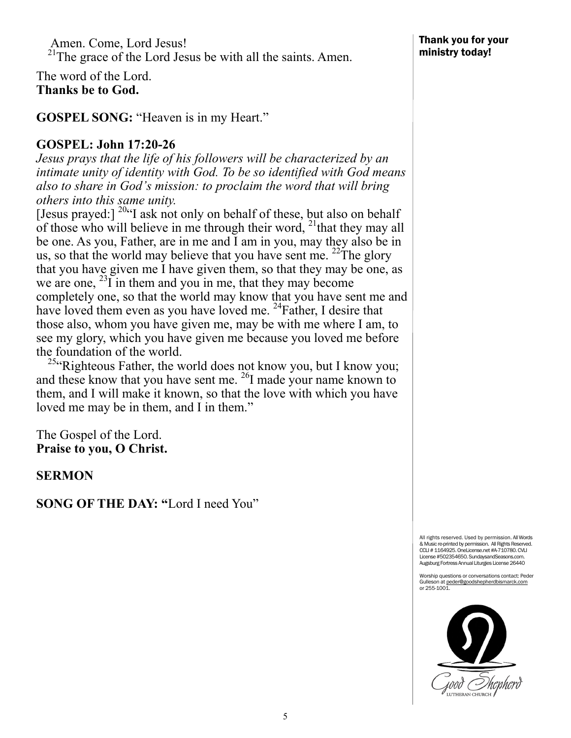Amen. Come, Lord Jesus!
[21]The grace of the Lord Jesus be with all the saints. Amen.

The word of the Lord.
**Thanks be to God.**

**GOSPEL SONG:** "Heaven is in my Heart."

**GOSPEL: John 17:20-26**

*Jesus prays that the life of his followers will be characterized by an intimate unity of identity with God. To be so identified with God means also to share in God's mission: to proclaim the word that will bring others into this same unity.*

[Jesus prayed:] [20]"I ask not only on behalf of these, but also on behalf of those who will believe in me through their word, [21]that they may all be one. As you, Father, are in me and I am in you, may they also be in us, so that the world may believe that you have sent me. [22]The glory that you have given me I have given them, so that they may be one, as we are one, [23]I in them and you in me, that they may become completely one, so that the world may know that you have sent me and have loved them even as you have loved me. [24]Father, I desire that those also, whom you have given me, may be with me where I am, to see my glory, which you have given me because you loved me before the foundation of the world.

[25]"Righteous Father, the world does not know you, but I know you; and these know that you have sent me. [26]I made your name known to them, and I will make it known, so that the love with which you have loved me may be in them, and I in them."

The Gospel of the Lord.
**Praise to you, O Christ.**

**SERMON**

**SONG OF THE DAY: "**Lord I need You"

**Thank you for your ministry today!**

All rights reserved. Used by permission. All Words & Music re-printed by permission. All Rights Reserved. CCLI # 1164925. OneLicense.net #A-710780. CVLI License #502354650. SundaysandSeasons.com. Augsburg Fortress Annual Liturgies License 26440

Worship questions or conversations contact: Peder Gulleson at peder@goodshepherdbismarck.com or 255-1001.

Good Shepherd LUTHERAN CHURCH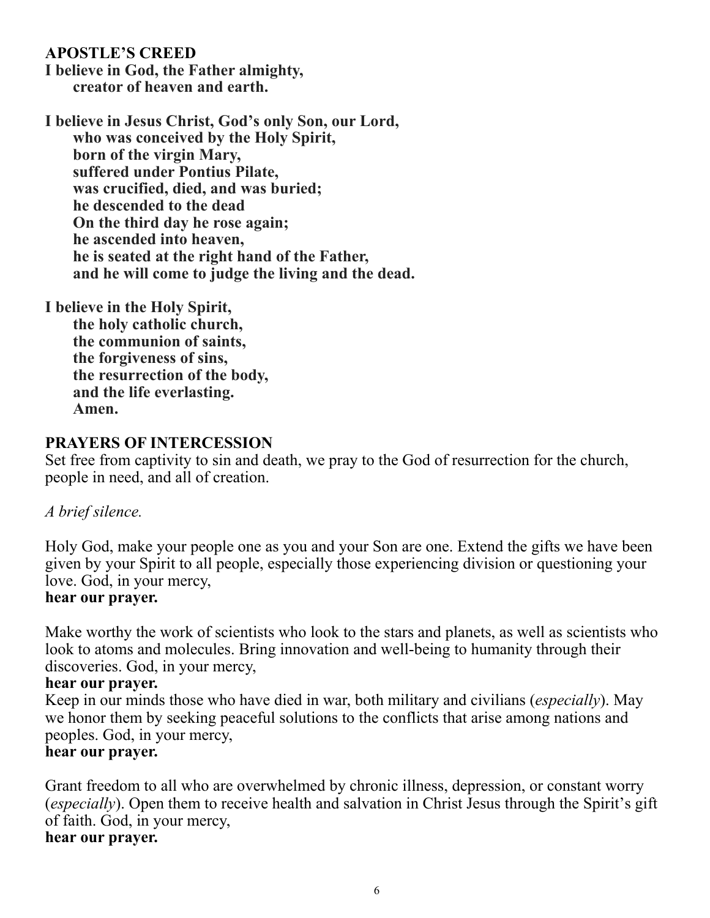**APOSTLE'S CREED**

**I believe in God, the Father almighty,**
**creator of heaven and earth.**

**I believe in Jesus Christ, God's only Son, our Lord,**
**who was conceived by the Holy Spirit,**
**born of the virgin Mary,**
**suffered under Pontius Pilate,**
**was crucified, died, and was buried;**
**he descended to the dead**
**On the third day he rose again;**
**he ascended into heaven,**
**he is seated at the right hand of the Father,**
**and he will come to judge the living and the dead.**

**I believe in the Holy Spirit,**
**the holy catholic church,**
**the communion of saints,**
**the forgiveness of sins,**
**the resurrection of the body,**
**and the life everlasting.**
**Amen.**

**PRAYERS OF INTERCESSION**

Set free from captivity to sin and death, we pray to the God of resurrection for the church, people in need, and all of creation.

*A brief silence.*

Holy God, make your people one as you and your Son are one. Extend the gifts we have been given by your Spirit to all people, especially those experiencing division or questioning your love. God, in your mercy,
**hear our prayer.**

Make worthy the work of scientists who look to the stars and planets, as well as scientists who look to atoms and molecules. Bring innovation and well-being to humanity through their discoveries. God, in your mercy,
**hear our prayer.**

Keep in our minds those who have died in war, both military and civilians (*especially*). May we honor them by seeking peaceful solutions to the conflicts that arise among nations and peoples. God, in your mercy,
**hear our prayer.**

Grant freedom to all who are overwhelmed by chronic illness, depression, or constant worry (*especially*). Open them to receive health and salvation in Christ Jesus through the Spirit's gift of faith. God, in your mercy,
**hear our prayer.**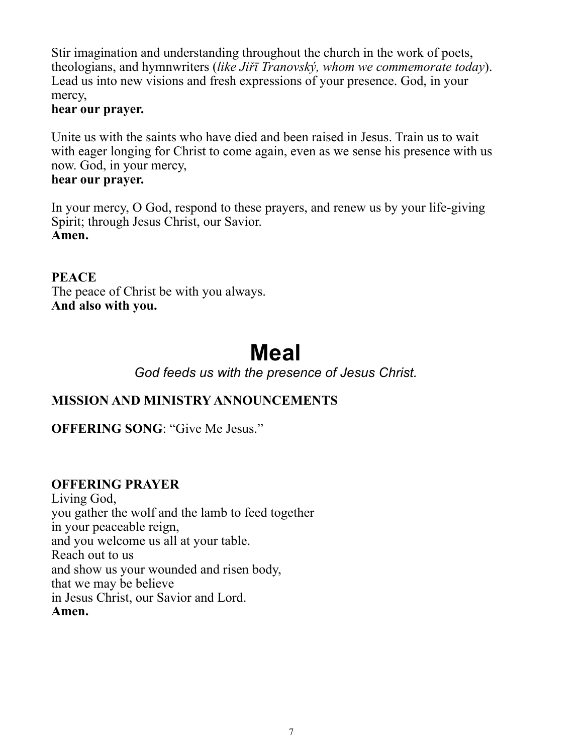Stir imagination and understanding throughout the church in the work of poets, theologians, and hymnwriters (*like Jiřī Tranovský, whom we commemorate today*). Lead us into new visions and fresh expressions of your presence. God, in your mercy,
**hear our prayer.**

Unite us with the saints who have died and been raised in Jesus. Train us to wait with eager longing for Christ to come again, even as we sense his presence with us now. God, in your mercy,
**hear our prayer.**

In your mercy, O God, respond to these prayers, and renew us by your life-giving Spirit; through Jesus Christ, our Savior.
**Amen.**

**PEACE**
The peace of Christ be with you always.
**And also with you.**

# Meal

*God feeds us with the presence of Jesus Christ.*

**MISSION AND MINISTRY ANNOUNCEMENTS**

**OFFERING SONG**: "Give Me Jesus."

**OFFERING PRAYER**
Living God,
you gather the wolf and the lamb to feed together
in your peaceable reign,
and you welcome us all at your table.
Reach out to us
and show us your wounded and risen body,
that we may be believe
in Jesus Christ, our Savior and Lord.
**Amen.**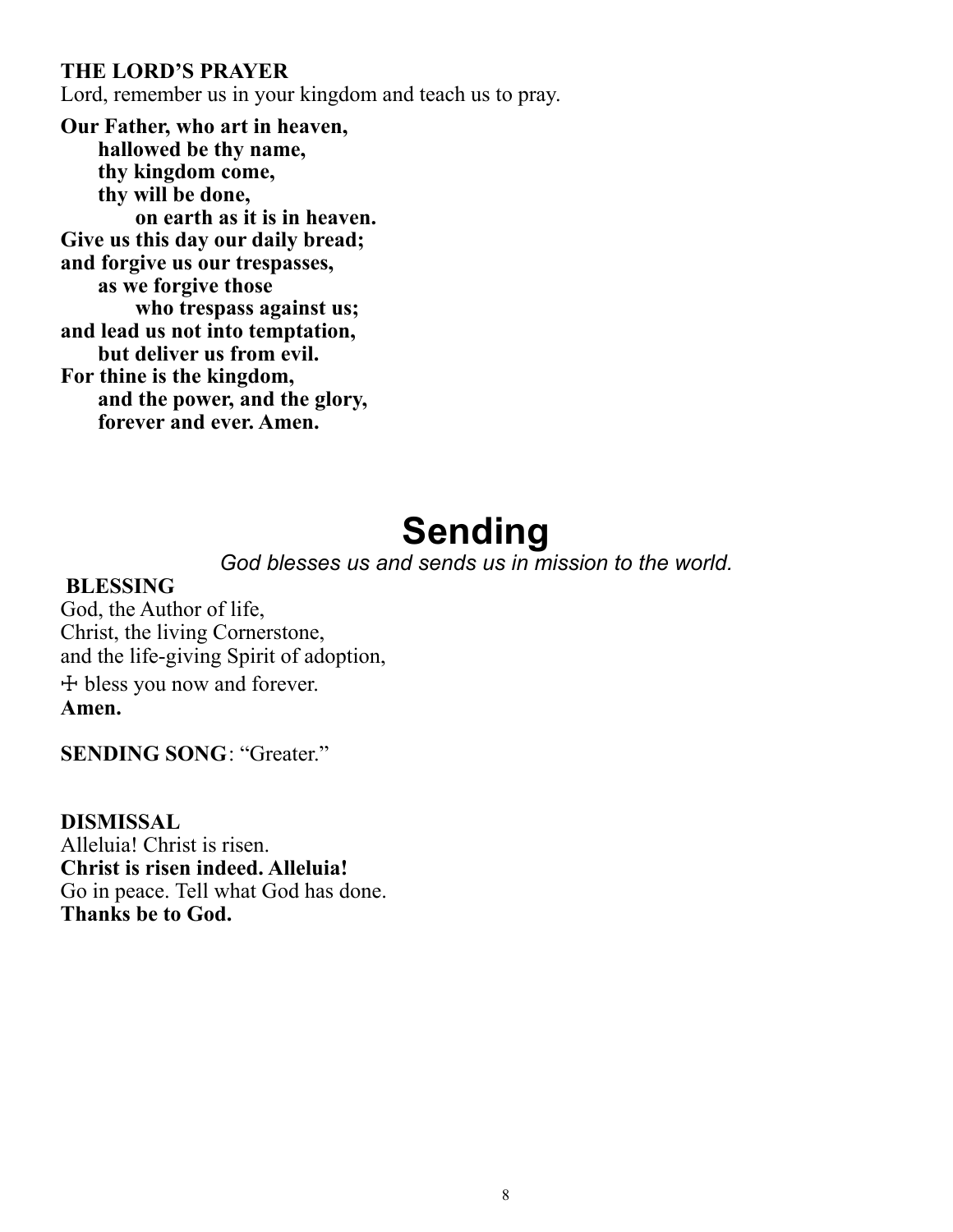**THE LORD'S PRAYER**
Lord, remember us in your kingdom and teach us to pray.

**Our Father, who art in heaven,**
**hallowed be thy name,**
**thy kingdom come,**
**thy will be done,**
**on earth as it is in heaven.**
**Give us this day our daily bread;**
**and forgive us our trespasses,**
**as we forgive those**
**who trespass against us;**
**and lead us not into temptation,**
**but deliver us from evil.**
**For thine is the kingdom,**
**and the power, and the glory,**
**forever and ever. Amen.**

# Sending

*God blesses us and sends us in mission to the world.*

**BLESSING**
God, the Author of life,
Christ, the living Cornerstone,
and the life-giving Spirit of adoption,
☩ bless you now and forever.
**Amen.**

**SENDING SONG**: "Greater."

**DISMISSAL**
Alleluia! Christ is risen.
**Christ is risen indeed. Alleluia!**
Go in peace. Tell what God has done.
**Thanks be to God.**